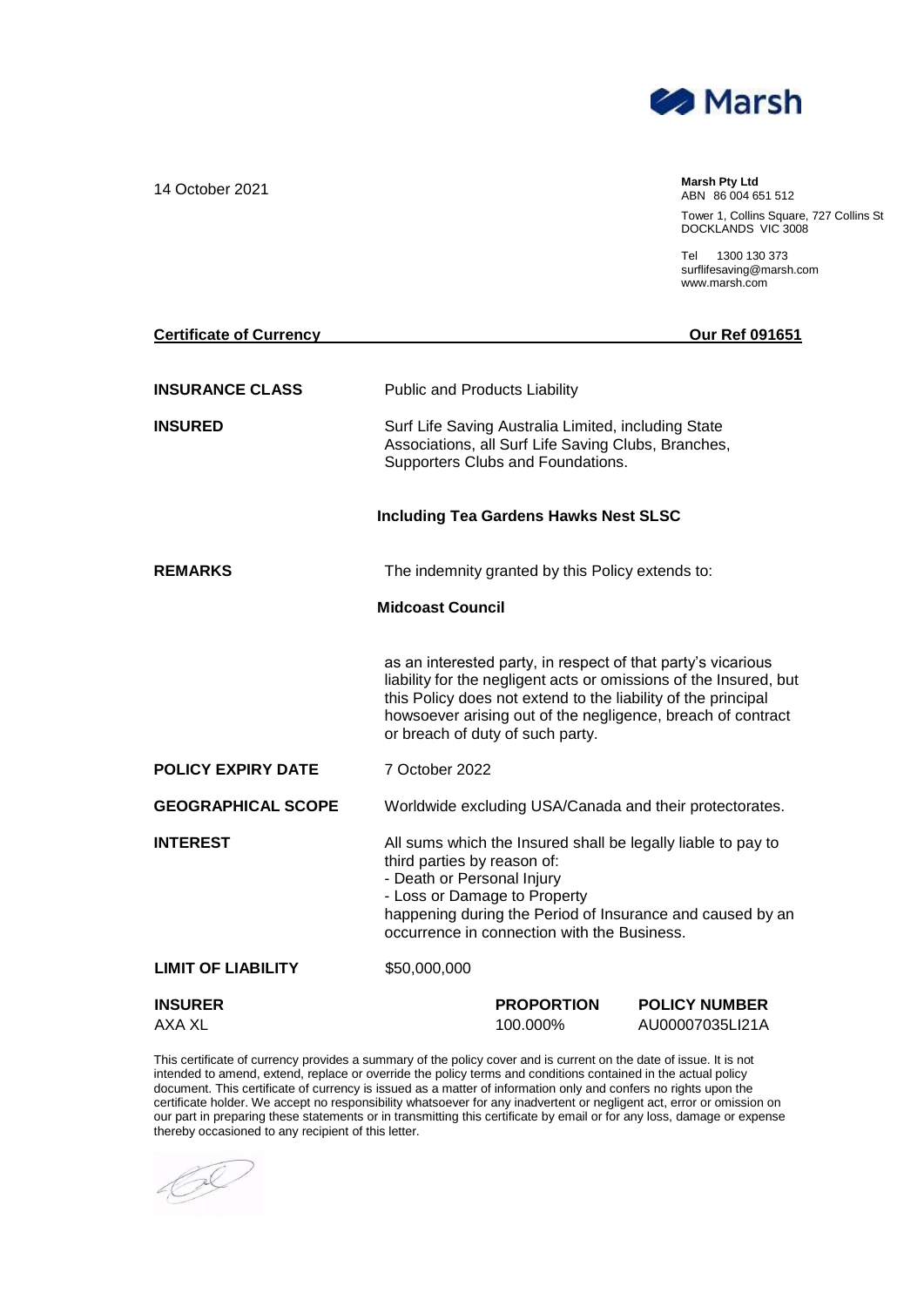Marsh

14 October 2021

**Marsh Pty Ltd**
ABN 86 004 651 512

Tower 1, Collins Square, 727 Collins St
DOCKLANDS VIC 3008

Tel 1300 130 373
surflifesaving@marsh.com
www.marsh.com

**Certificate of Currency** **Our Ref 091651**

**INSURANCE CLASS** Public and Products Liability

**INSURED** Surf Life Saving Australia Limited, including State Associations, all Surf Life Saving Clubs, Branches, Supporters Clubs and Foundations.

**Including Tea Gardens Hawks Nest SLSC**

**REMARKS** The indemnity granted by this Policy extends to:

**Midcoast Council**

as an interested party, in respect of that party's vicarious liability for the negligent acts or omissions of the Insured, but this Policy does not extend to the liability of the principal howsoever arising out of the negligence, breach of contract or breach of duty of such party.

**POLICY EXPIRY DATE** 7 October 2022

**GEOGRAPHICAL SCOPE** Worldwide excluding USA/Canada and their protectorates.

**INTEREST** All sums which the Insured shall be legally liable to pay to third parties by reason of:
- Death or Personal Injury
- Loss or Damage to Property

happening during the Period of Insurance and caused by an occurrence in connection with the Business.

**LIMIT OF LIABILITY** $50,000,000

| **INSURER** | **PROPORTION** | **POLICY NUMBER** |
|---|---|---|
| AXA XL | 100.000% | AU00007035LI21A |

This certificate of currency provides a summary of the policy cover and is current on the date of issue. It is not intended to amend, extend, replace or override the policy terms and conditions contained in the actual policy document. This certificate of currency is issued as a matter of information only and confers no rights upon the certificate holder. We accept no responsibility whatsoever for any inadvertent or negligent act, error or omission on our part in preparing these statements or in transmitting this certificate by email or for any loss, damage or expense thereby occasioned to any recipient of this letter.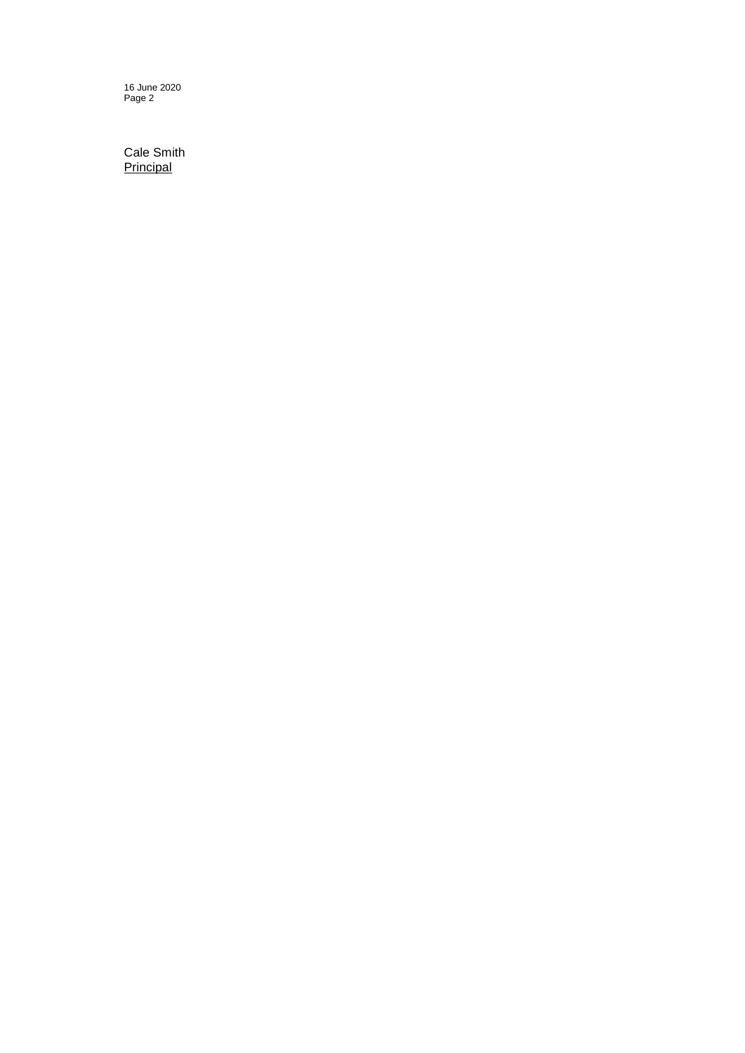Cale Smith
Principal